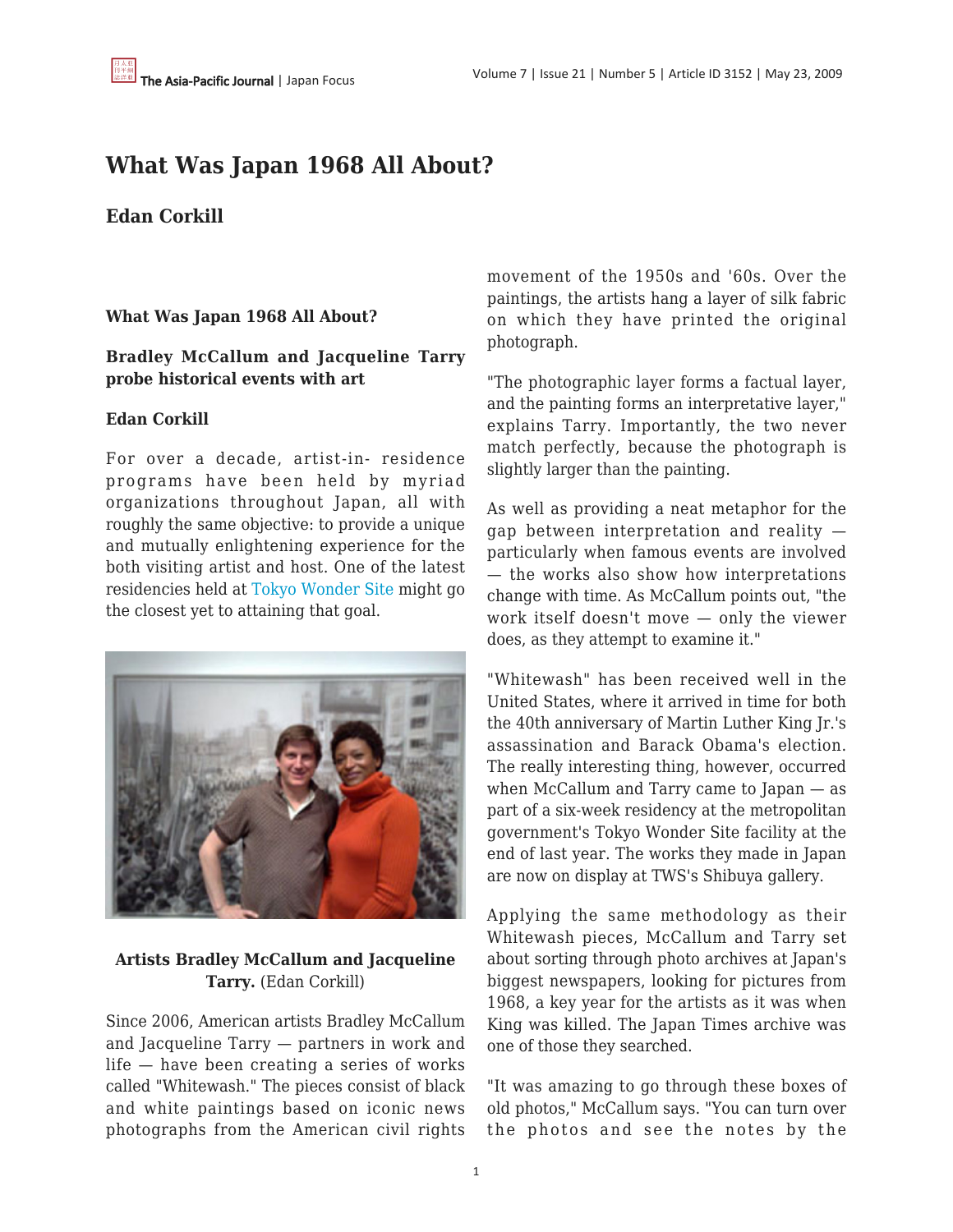# What Was Japan 1968 All About?

## Edan Corkill

### What Was Japan 1968 All About?

### Bradley McCallum and Jacqueline Tarry probe historical events with art

**Edan Corkill**

For over a decade, artist-in- residence programs have been held by myriad organizations throughout Japan, all with roughly the same objective: to provide a unique and mutually enlightening experience for the both visiting artist and host. One of the latest residencies held at Tokyo Wonder Site might go the closest yet to attaining that goal.

**Artists Bradley McCallum and Jacqueline Tarry.** (Edan Corkill)

Since 2006, American artists Bradley McCallum and Jacqueline Tarry — partners in work and life — have been creating a series of works called "Whitewash." The pieces consist of black and white paintings based on iconic news photographs from the American civil rights movement of the 1950s and '60s. Over the paintings, the artists hang a layer of silk fabric on which they have printed the original photograph.

"The photographic layer forms a factual layer, and the painting forms an interpretative layer," explains Tarry. Importantly, the two never match perfectly, because the photograph is slightly larger than the painting.

As well as providing a neat metaphor for the gap between interpretation and reality — particularly when famous events are involved — the works also show how interpretations change with time. As McCallum points out, "the work itself doesn't move — only the viewer does, as they attempt to examine it."

"Whitewash" has been received well in the United States, where it arrived in time for both the 40th anniversary of Martin Luther King Jr.'s assassination and Barack Obama's election. The really interesting thing, however, occurred when McCallum and Tarry came to Japan — as part of a six-week residency at the metropolitan government's Tokyo Wonder Site facility at the end of last year. The works they made in Japan are now on display at TWS's Shibuya gallery.

Applying the same methodology as their Whitewash pieces, McCallum and Tarry set about sorting through photo archives at Japan's biggest newspapers, looking for pictures from 1968, a key year for the artists as it was when King was killed. The Japan Times archive was one of those they searched.

"It was amazing to go through these boxes of old photos," McCallum says. "You can turn over the photos and see the notes by the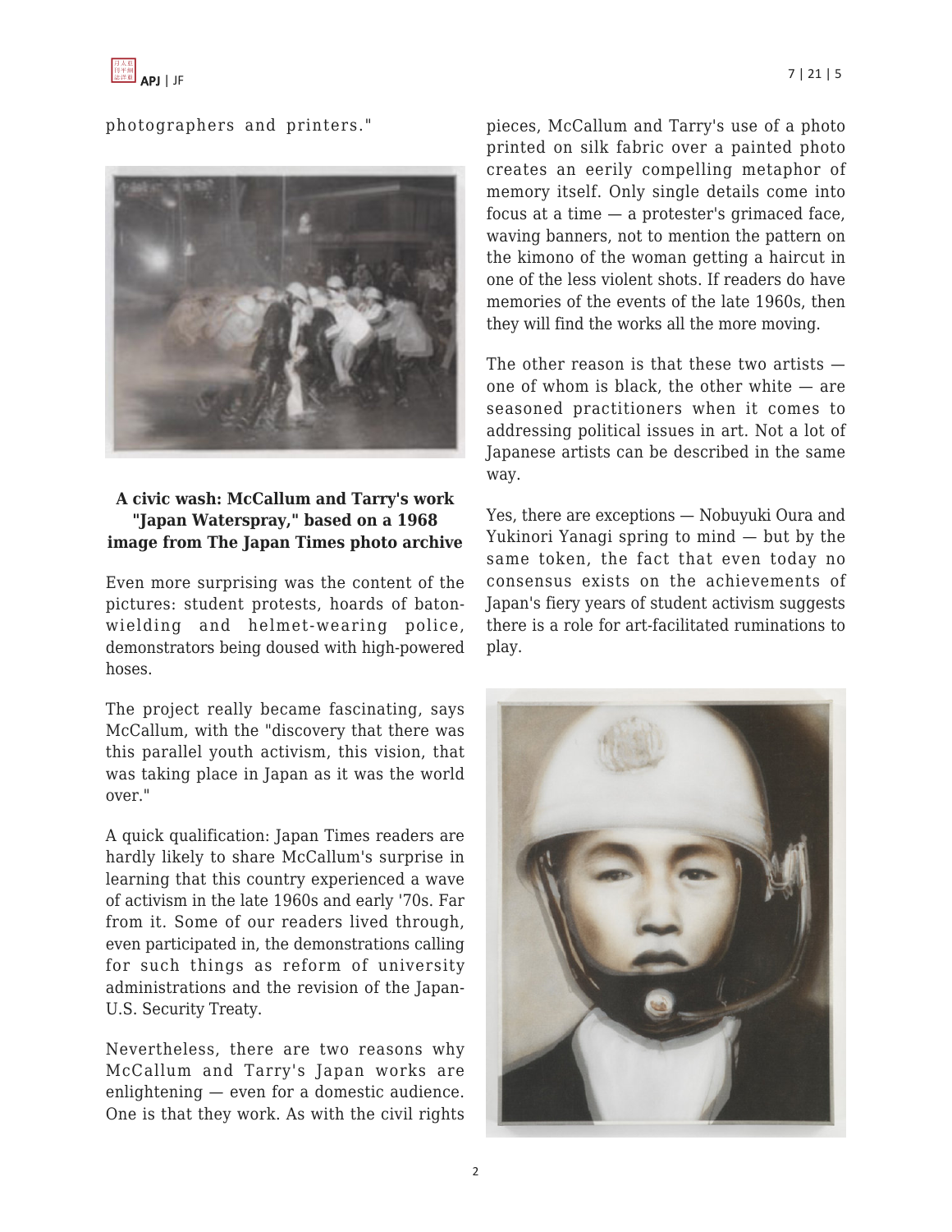photographers and printers."

**A civic wash: McCallum and Tarry's work "Japan Waterspray," based on a 1968 image from The Japan Times photo archive**

Even more surprising was the content of the pictures: student protests, hoards of baton-wielding and helmet-wearing police, demonstrators being doused with high-powered hoses.

The project really became fascinating, says McCallum, with the "discovery that there was this parallel youth activism, this vision, that was taking place in Japan as it was the world over."

A quick qualification: Japan Times readers are hardly likely to share McCallum's surprise in learning that this country experienced a wave of activism in the late 1960s and early '70s. Far from it. Some of our readers lived through, even participated in, the demonstrations calling for such things as reform of university administrations and the revision of the Japan-U.S. Security Treaty.

Nevertheless, there are two reasons why McCallum and Tarry's Japan works are enlightening — even for a domestic audience. One is that they work. As with the civil rights pieces, McCallum and Tarry's use of a photo printed on silk fabric over a painted photo creates an eerily compelling metaphor of memory itself. Only single details come into focus at a time — a protester's grimaced face, waving banners, not to mention the pattern on the kimono of the woman getting a haircut in one of the less violent shots. If readers do have memories of the events of the late 1960s, then they will find the works all the more moving.

The other reason is that these two artists — one of whom is black, the other white — are seasoned practitioners when it comes to addressing political issues in art. Not a lot of Japanese artists can be described in the same way.

Yes, there are exceptions — Nobuyuki Oura and Yukinori Yanagi spring to mind — but by the same token, the fact that even today no consensus exists on the achievements of Japan's fiery years of student activism suggests there is a role for art-facilitated ruminations to play.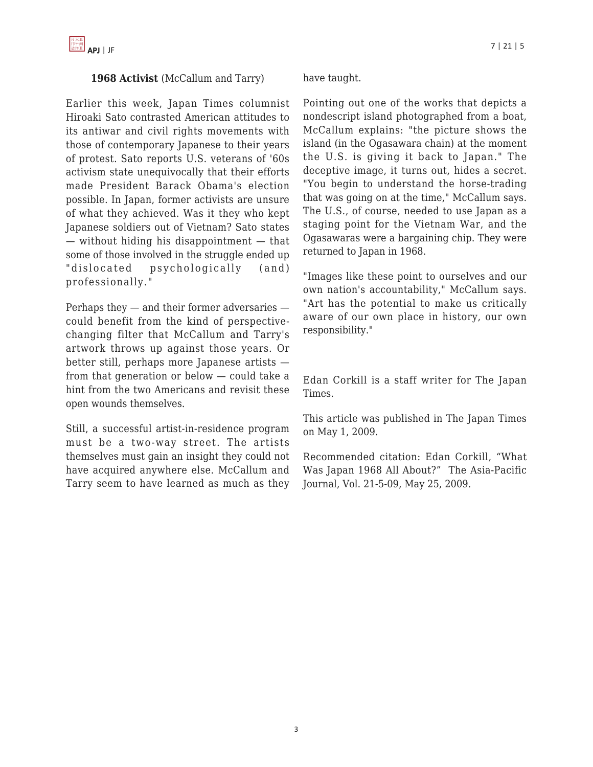**1968 Activist** (McCallum and Tarry)

Earlier this week, Japan Times columnist Hiroaki Sato contrasted American attitudes to its antiwar and civil rights movements with those of contemporary Japanese to their years of protest. Sato reports U.S. veterans of '60s activism state unequivocally that their efforts made President Barack Obama's election possible. In Japan, former activists are unsure of what they achieved. Was it they who kept Japanese soldiers out of Vietnam? Sato states — without hiding his disappointment — that some of those involved in the struggle ended up "dislocated psychologically (and) professionally."

Perhaps they — and their former adversaries — could benefit from the kind of perspective-changing filter that McCallum and Tarry's artwork throws up against those years. Or better still, perhaps more Japanese artists — from that generation or below — could take a hint from the two Americans and revisit these open wounds themselves.

Still, a successful artist-in-residence program must be a two-way street. The artists themselves must gain an insight they could not have acquired anywhere else. McCallum and Tarry seem to have learned as much as they have taught.

Pointing out one of the works that depicts a nondescript island photographed from a boat, McCallum explains: "the picture shows the island (in the Ogasawara chain) at the moment the U.S. is giving it back to Japan." The deceptive image, it turns out, hides a secret. "You begin to understand the horse-trading that was going on at the time," McCallum says. The U.S., of course, needed to use Japan as a staging point for the Vietnam War, and the Ogasawaras were a bargaining chip. They were returned to Japan in 1968.

"Images like these point to ourselves and our own nation's accountability," McCallum says. "Art has the potential to make us critically aware of our own place in history, our own responsibility."

Edan Corkill is a staff writer for The Japan Times.

This article was published in The Japan Times on May 1, 2009.

Recommended citation: Edan Corkill, "What Was Japan 1968 All About?" The Asia-Pacific Journal, Vol. 21-5-09, May 25, 2009.